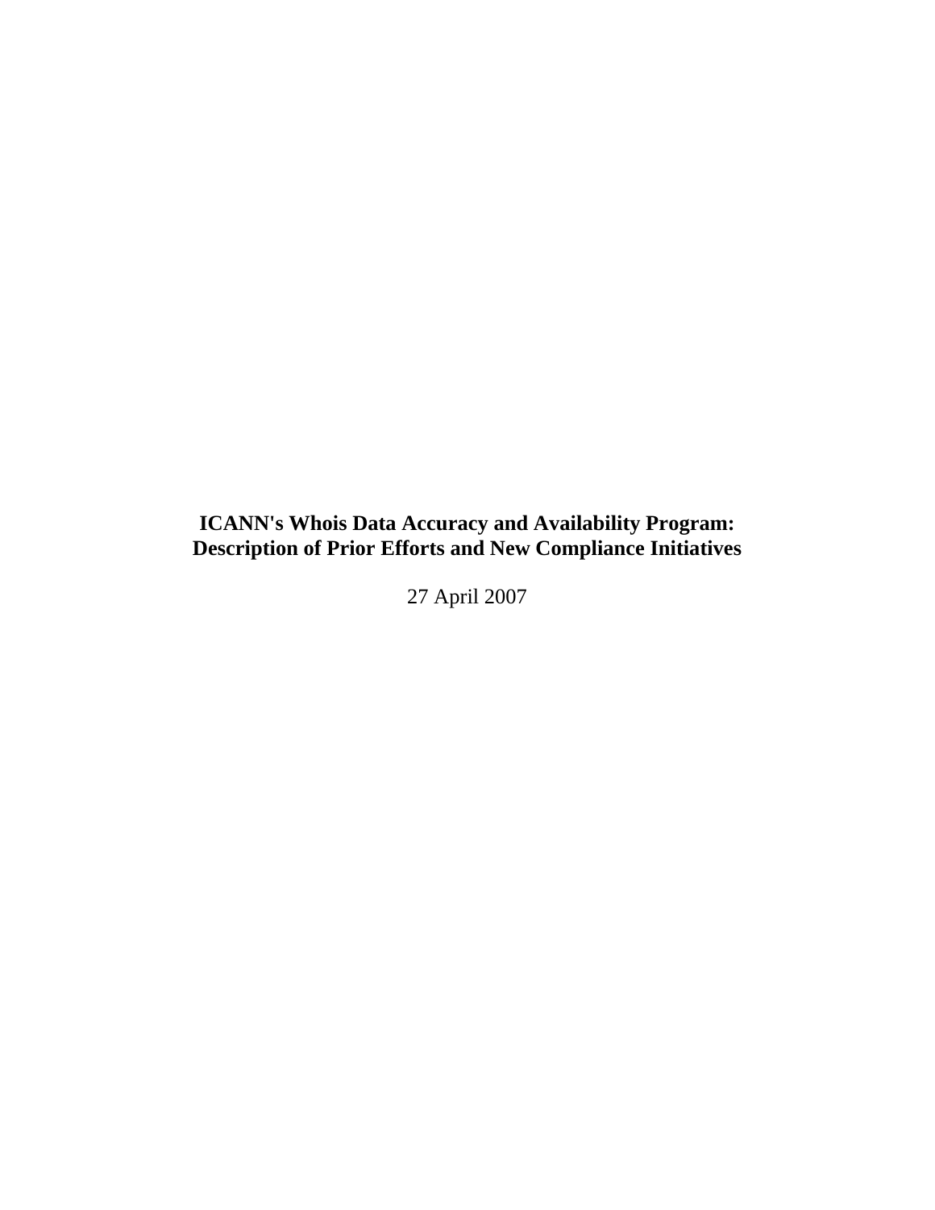# ICANN's Whois Data Accuracy and Availability Program: Description of Prior Efforts and New Compliance Initiatives

27 April 2007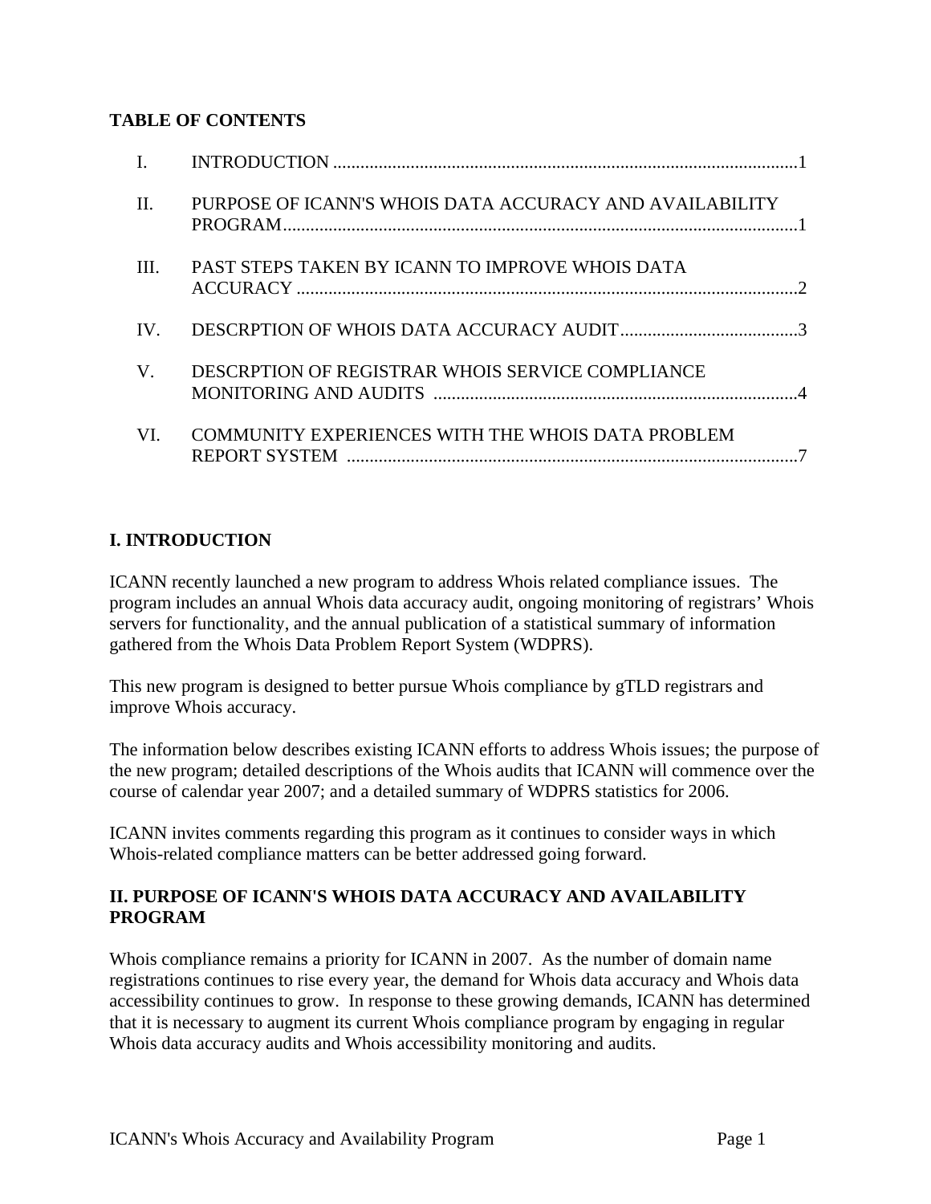**TABLE OF CONTENTS**

I. INTRODUCTION ....................................................................................................1

II. PURPOSE OF ICANN'S WHOIS DATA ACCURACY AND AVAILABILITY PROGRAM..............................................................................................................1

III. PAST STEPS TAKEN BY ICANN TO IMPROVE WHOIS DATA ACCURACY ..........................................................................................................2

IV. DESCRPTION OF WHOIS DATA ACCURACY AUDIT.......................................3

V. DESCRPTION OF REGISTRAR WHOIS SERVICE COMPLIANCE MONITORING AND AUDITS ...............................................................................4

VI. COMMUNITY EXPERIENCES WITH THE WHOIS DATA PROBLEM REPORT SYSTEM ..................................................................................................7

## I. INTRODUCTION

ICANN recently launched a new program to address Whois related compliance issues. The program includes an annual Whois data accuracy audit, ongoing monitoring of registrars' Whois servers for functionality, and the annual publication of a statistical summary of information gathered from the Whois Data Problem Report System (WDPRS).

This new program is designed to better pursue Whois compliance by gTLD registrars and improve Whois accuracy.

The information below describes existing ICANN efforts to address Whois issues; the purpose of the new program; detailed descriptions of the Whois audits that ICANN will commence over the course of calendar year 2007; and a detailed summary of WDPRS statistics for 2006.

ICANN invites comments regarding this program as it continues to consider ways in which Whois-related compliance matters can be better addressed going forward.

## II. PURPOSE OF ICANN'S WHOIS DATA ACCURACY AND AVAILABILITY PROGRAM

Whois compliance remains a priority for ICANN in 2007. As the number of domain name registrations continues to rise every year, the demand for Whois data accuracy and Whois data accessibility continues to grow. In response to these growing demands, ICANN has determined that it is necessary to augment its current Whois compliance program by engaging in regular Whois data accuracy audits and Whois accessibility monitoring and audits.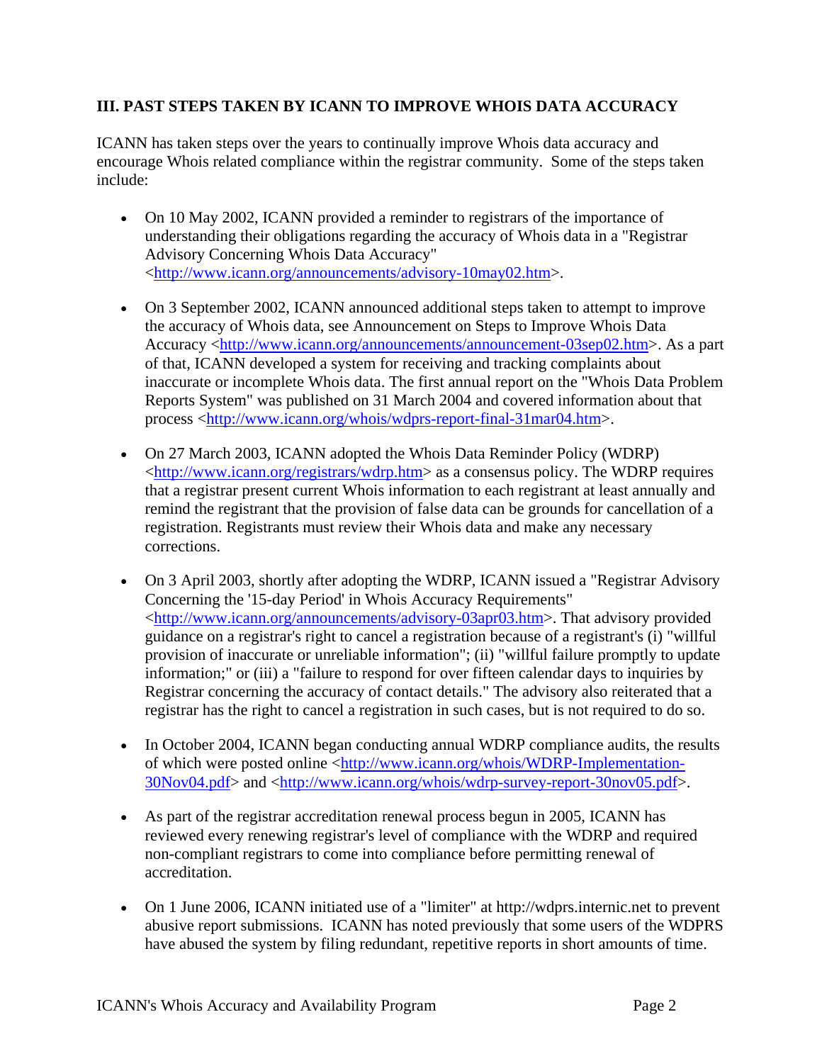### III. PAST STEPS TAKEN BY ICANN TO IMPROVE WHOIS DATA ACCURACY

ICANN has taken steps over the years to continually improve Whois data accuracy and encourage Whois related compliance within the registrar community. Some of the steps taken include:

- On 10 May 2002, ICANN provided a reminder to registrars of the importance of understanding their obligations regarding the accuracy of Whois data in a "Registrar Advisory Concerning Whois Data Accuracy" <http://www.icann.org/announcements/advisory-10may02.htm>.

- On 3 September 2002, ICANN announced additional steps taken to attempt to improve the accuracy of Whois data, see Announcement on Steps to Improve Whois Data Accuracy <http://www.icann.org/announcements/announcement-03sep02.htm>. As a part of that, ICANN developed a system for receiving and tracking complaints about inaccurate or incomplete Whois data. The first annual report on the "Whois Data Problem Reports System" was published on 31 March 2004 and covered information about that process <http://www.icann.org/whois/wdprs-report-final-31mar04.htm>.

- On 27 March 2003, ICANN adopted the Whois Data Reminder Policy (WDRP) <http://www.icann.org/registrars/wdrp.htm> as a consensus policy. The WDRP requires that a registrar present current Whois information to each registrant at least annually and remind the registrant that the provision of false data can be grounds for cancellation of a registration. Registrants must review their Whois data and make any necessary corrections.

- On 3 April 2003, shortly after adopting the WDRP, ICANN issued a "Registrar Advisory Concerning the '15-day Period' in Whois Accuracy Requirements" <http://www.icann.org/announcements/advisory-03apr03.htm>. That advisory provided guidance on a registrar's right to cancel a registration because of a registrant's (i) "willful provision of inaccurate or unreliable information"; (ii) "willful failure promptly to update information;" or (iii) a "failure to respond for over fifteen calendar days to inquiries by Registrar concerning the accuracy of contact details." The advisory also reiterated that a registrar has the right to cancel a registration in such cases, but is not required to do so.

- In October 2004, ICANN began conducting annual WDRP compliance audits, the results of which were posted online <http://www.icann.org/whois/WDRP-Implementation-30Nov04.pdf> and <http://www.icann.org/whois/wdrp-survey-report-30nov05.pdf>.

- As part of the registrar accreditation renewal process begun in 2005, ICANN has reviewed every renewing registrar's level of compliance with the WDRP and required non-compliant registrars to come into compliance before permitting renewal of accreditation.

- On 1 June 2006, ICANN initiated use of a "limiter" at http://wdprs.internic.net to prevent abusive report submissions. ICANN has noted previously that some users of the WDPRS have abused the system by filing redundant, repetitive reports in short amounts of time.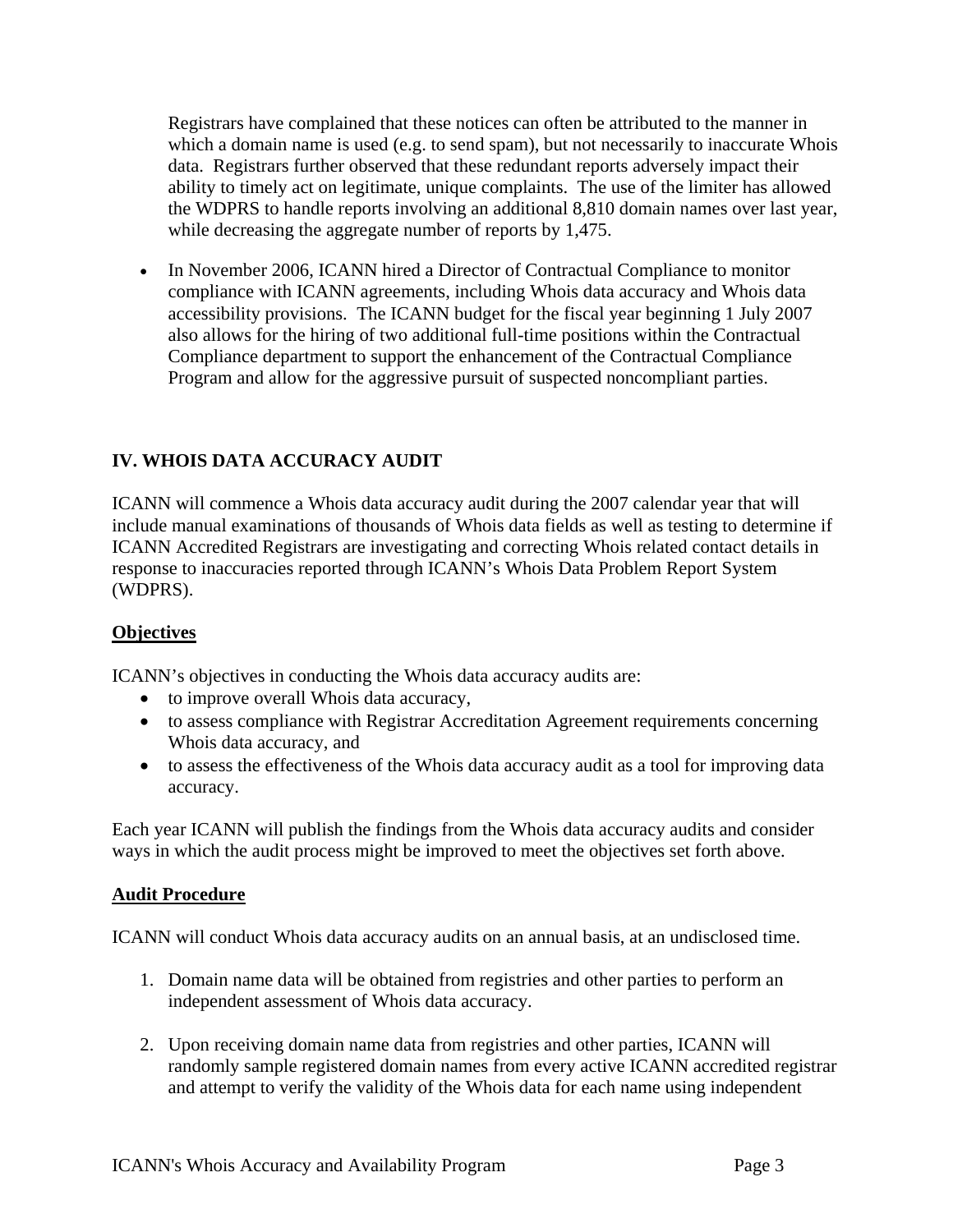Registrars have complained that these notices can often be attributed to the manner in which a domain name is used (e.g. to send spam), but not necessarily to inaccurate Whois data. Registrars further observed that these redundant reports adversely impact their ability to timely act on legitimate, unique complaints. The use of the limiter has allowed the WDPRS to handle reports involving an additional 8,810 domain names over last year, while decreasing the aggregate number of reports by 1,475.

- In November 2006, ICANN hired a Director of Contractual Compliance to monitor compliance with ICANN agreements, including Whois data accuracy and Whois data accessibility provisions. The ICANN budget for the fiscal year beginning 1 July 2007 also allows for the hiring of two additional full-time positions within the Contractual Compliance department to support the enhancement of the Contractual Compliance Program and allow for the aggressive pursuit of suspected noncompliant parties.

## IV. WHOIS DATA ACCURACY AUDIT

ICANN will commence a Whois data accuracy audit during the 2007 calendar year that will include manual examinations of thousands of Whois data fields as well as testing to determine if ICANN Accredited Registrars are investigating and correcting Whois related contact details in response to inaccuracies reported through ICANN's Whois Data Problem Report System (WDPRS).

### Objectives

ICANN's objectives in conducting the Whois data accuracy audits are:

- to improve overall Whois data accuracy,
- to assess compliance with Registrar Accreditation Agreement requirements concerning Whois data accuracy, and
- to assess the effectiveness of the Whois data accuracy audit as a tool for improving data accuracy.

Each year ICANN will publish the findings from the Whois data accuracy audits and consider ways in which the audit process might be improved to meet the objectives set forth above.

### Audit Procedure

ICANN will conduct Whois data accuracy audits on an annual basis, at an undisclosed time.

1. Domain name data will be obtained from registries and other parties to perform an independent assessment of Whois data accuracy.

2. Upon receiving domain name data from registries and other parties, ICANN will randomly sample registered domain names from every active ICANN accredited registrar and attempt to verify the validity of the Whois data for each name using independent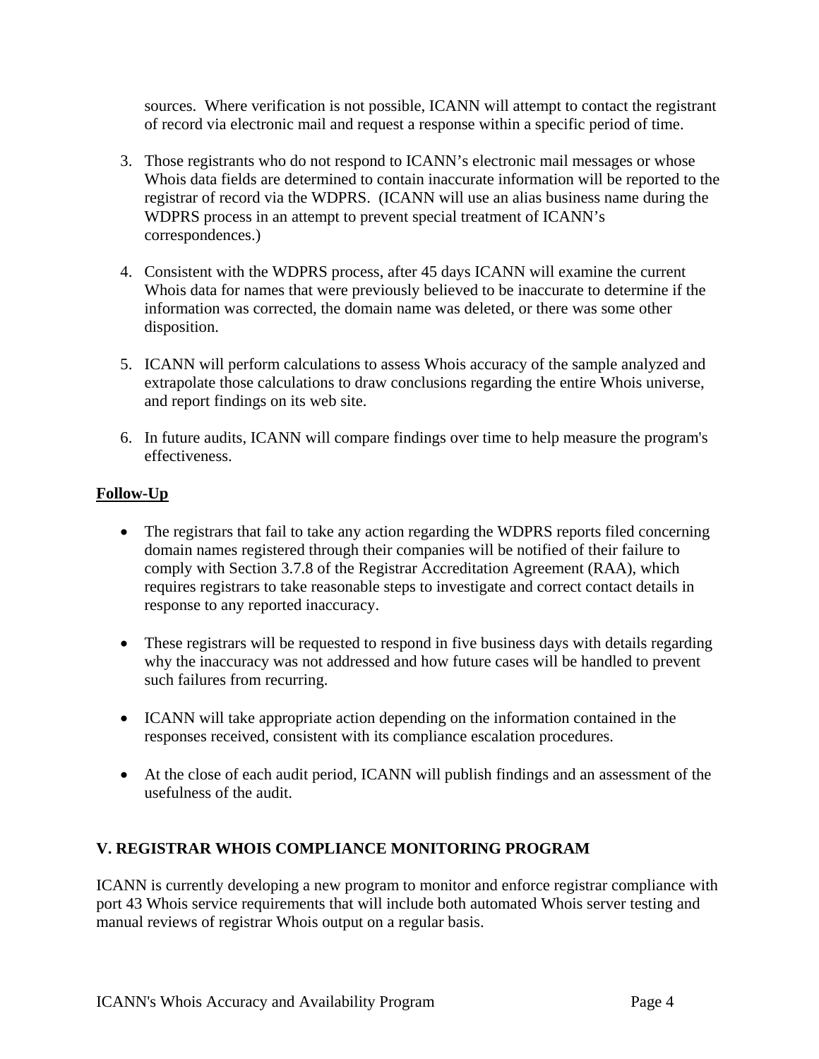sources. Where verification is not possible, ICANN will attempt to contact the registrant of record via electronic mail and request a response within a specific period of time.

3. Those registrants who do not respond to ICANN's electronic mail messages or whose Whois data fields are determined to contain inaccurate information will be reported to the registrar of record via the WDPRS. (ICANN will use an alias business name during the WDPRS process in an attempt to prevent special treatment of ICANN's correspondences.)

4. Consistent with the WDPRS process, after 45 days ICANN will examine the current Whois data for names that were previously believed to be inaccurate to determine if the information was corrected, the domain name was deleted, or there was some other disposition.

5. ICANN will perform calculations to assess Whois accuracy of the sample analyzed and extrapolate those calculations to draw conclusions regarding the entire Whois universe, and report findings on its web site.

6. In future audits, ICANN will compare findings over time to help measure the program's effectiveness.

**Follow-Up**

- The registrars that fail to take any action regarding the WDPRS reports filed concerning domain names registered through their companies will be notified of their failure to comply with Section 3.7.8 of the Registrar Accreditation Agreement (RAA), which requires registrars to take reasonable steps to investigate and correct contact details in response to any reported inaccuracy.

- These registrars will be requested to respond in five business days with details regarding why the inaccuracy was not addressed and how future cases will be handled to prevent such failures from recurring.

- ICANN will take appropriate action depending on the information contained in the responses received, consistent with its compliance escalation procedures.

- At the close of each audit period, ICANN will publish findings and an assessment of the usefulness of the audit.

## V. REGISTRAR WHOIS COMPLIANCE MONITORING PROGRAM

ICANN is currently developing a new program to monitor and enforce registrar compliance with port 43 Whois service requirements that will include both automated Whois server testing and manual reviews of registrar Whois output on a regular basis.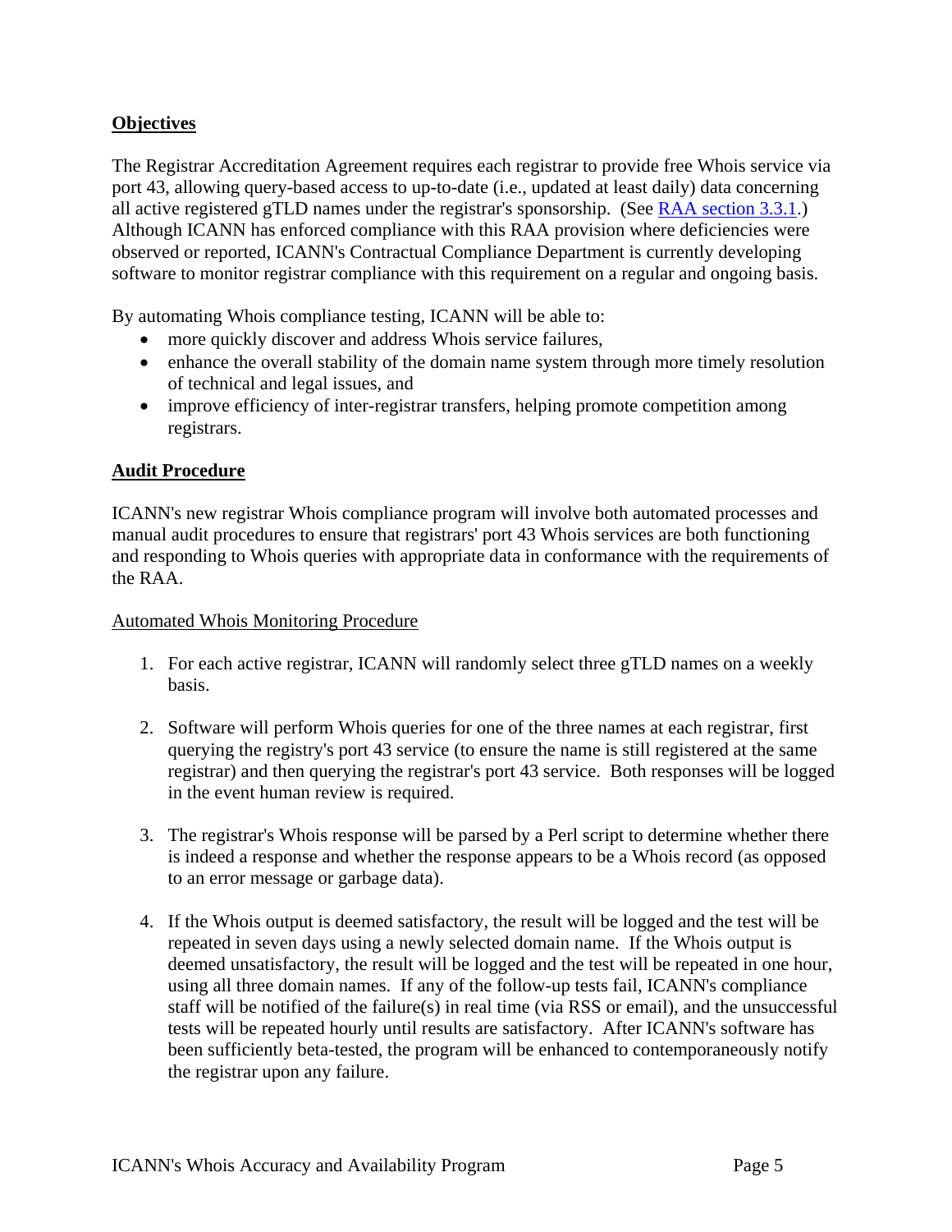## Objectives

The Registrar Accreditation Agreement requires each registrar to provide free Whois service via port 43, allowing query-based access to up-to-date (i.e., updated at least daily) data concerning all active registered gTLD names under the registrar's sponsorship. (See RAA section 3.3.1.) Although ICANN has enforced compliance with this RAA provision where deficiencies were observed or reported, ICANN's Contractual Compliance Department is currently developing software to monitor registrar compliance with this requirement on a regular and ongoing basis.

By automating Whois compliance testing, ICANN will be able to:

- more quickly discover and address Whois service failures,
- enhance the overall stability of the domain name system through more timely resolution of technical and legal issues, and
- improve efficiency of inter-registrar transfers, helping promote competition among registrars.

## Audit Procedure

ICANN's new registrar Whois compliance program will involve both automated processes and manual audit procedures to ensure that registrars' port 43 Whois services are both functioning and responding to Whois queries with appropriate data in conformance with the requirements of the RAA.

### Automated Whois Monitoring Procedure

1. For each active registrar, ICANN will randomly select three gTLD names on a weekly basis.

2. Software will perform Whois queries for one of the three names at each registrar, first querying the registry's port 43 service (to ensure the name is still registered at the same registrar) and then querying the registrar's port 43 service. Both responses will be logged in the event human review is required.

3. The registrar's Whois response will be parsed by a Perl script to determine whether there is indeed a response and whether the response appears to be a Whois record (as opposed to an error message or garbage data).

4. If the Whois output is deemed satisfactory, the result will be logged and the test will be repeated in seven days using a newly selected domain name. If the Whois output is deemed unsatisfactory, the result will be logged and the test will be repeated in one hour, using all three domain names. If any of the follow-up tests fail, ICANN's compliance staff will be notified of the failure(s) in real time (via RSS or email), and the unsuccessful tests will be repeated hourly until results are satisfactory. After ICANN's software has been sufficiently beta-tested, the program will be enhanced to contemporaneously notify the registrar upon any failure.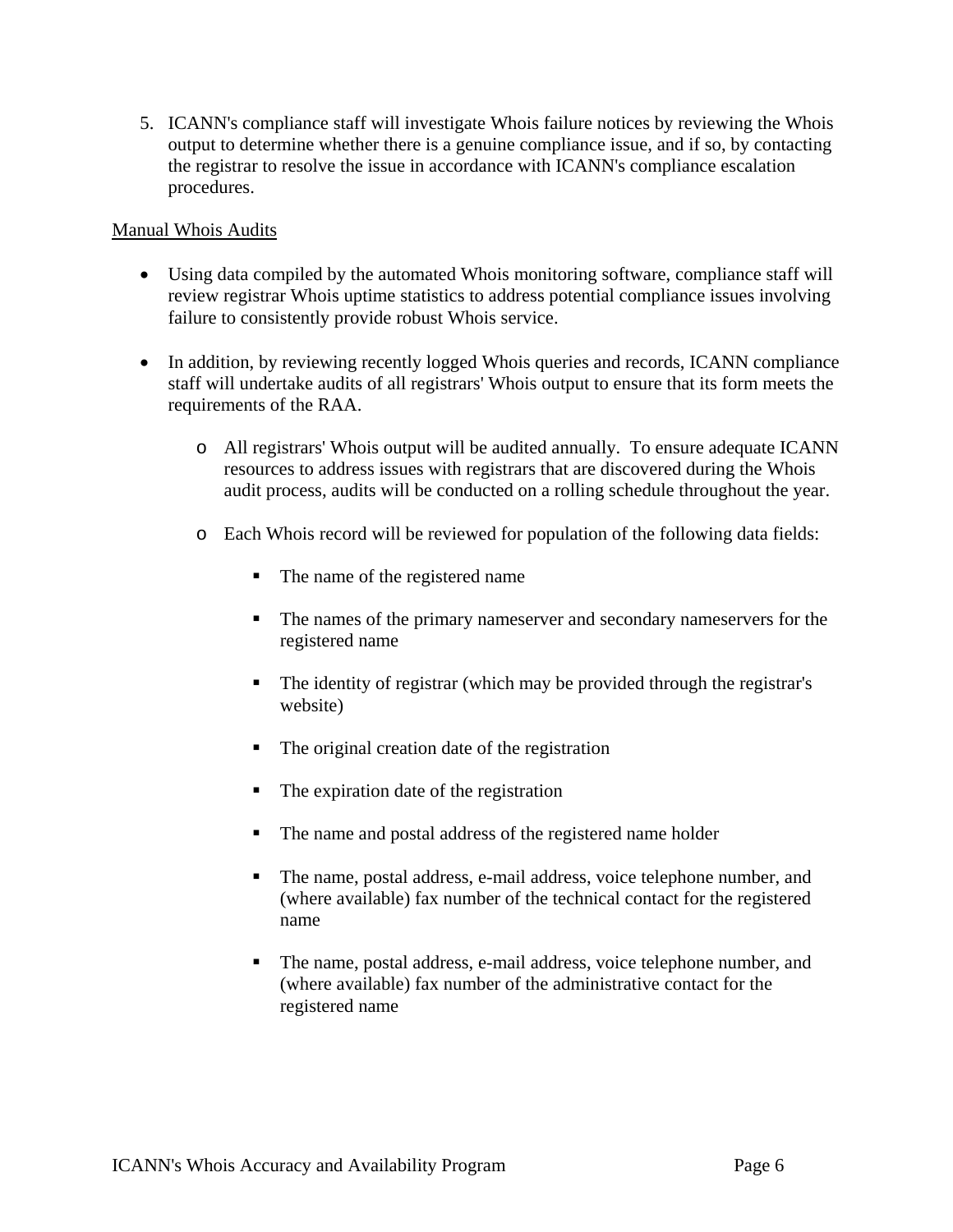5. ICANN's compliance staff will investigate Whois failure notices by reviewing the Whois output to determine whether there is a genuine compliance issue, and if so, by contacting the registrar to resolve the issue in accordance with ICANN's compliance escalation procedures.

<u>Manual Whois Audits</u>

- Using data compiled by the automated Whois monitoring software, compliance staff will review registrar Whois uptime statistics to address potential compliance issues involving failure to consistently provide robust Whois service.

- In addition, by reviewing recently logged Whois queries and records, ICANN compliance staff will undertake audits of all registrars' Whois output to ensure that its form meets the requirements of the RAA.

  - All registrars' Whois output will be audited annually. To ensure adequate ICANN resources to address issues with registrars that are discovered during the Whois audit process, audits will be conducted on a rolling schedule throughout the year.

  - Each Whois record will be reviewed for population of the following data fields:

    - The name of the registered name

    - The names of the primary nameserver and secondary nameservers for the registered name

    - The identity of registrar (which may be provided through the registrar's website)

    - The original creation date of the registration

    - The expiration date of the registration

    - The name and postal address of the registered name holder

    - The name, postal address, e-mail address, voice telephone number, and (where available) fax number of the technical contact for the registered name

    - The name, postal address, e-mail address, voice telephone number, and (where available) fax number of the administrative contact for the registered name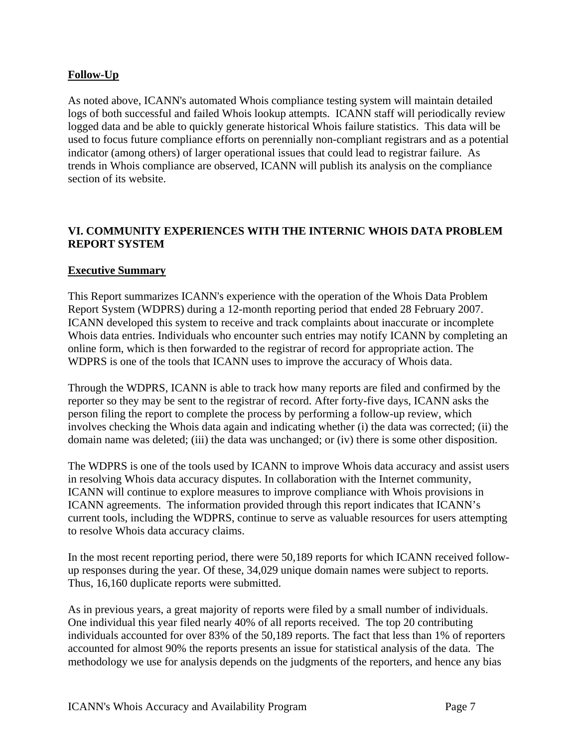**Follow-Up**

As noted above, ICANN's automated Whois compliance testing system will maintain detailed logs of both successful and failed Whois lookup attempts. ICANN staff will periodically review logged data and be able to quickly generate historical Whois failure statistics. This data will be used to focus future compliance efforts on perennially non-compliant registrars and as a potential indicator (among others) of larger operational issues that could lead to registrar failure. As trends in Whois compliance are observed, ICANN will publish its analysis on the compliance section of its website.

## VI. COMMUNITY EXPERIENCES WITH THE INTERNIC WHOIS DATA PROBLEM REPORT SYSTEM

**Executive Summary**

This Report summarizes ICANN's experience with the operation of the Whois Data Problem Report System (WDPRS) during a 12-month reporting period that ended 28 February 2007. ICANN developed this system to receive and track complaints about inaccurate or incomplete Whois data entries. Individuals who encounter such entries may notify ICANN by completing an online form, which is then forwarded to the registrar of record for appropriate action. The WDPRS is one of the tools that ICANN uses to improve the accuracy of Whois data.

Through the WDPRS, ICANN is able to track how many reports are filed and confirmed by the reporter so they may be sent to the registrar of record. After forty-five days, ICANN asks the person filing the report to complete the process by performing a follow-up review, which involves checking the Whois data again and indicating whether (i) the data was corrected; (ii) the domain name was deleted; (iii) the data was unchanged; or (iv) there is some other disposition.

The WDPRS is one of the tools used by ICANN to improve Whois data accuracy and assist users in resolving Whois data accuracy disputes. In collaboration with the Internet community, ICANN will continue to explore measures to improve compliance with Whois provisions in ICANN agreements. The information provided through this report indicates that ICANN's current tools, including the WDPRS, continue to serve as valuable resources for users attempting to resolve Whois data accuracy claims.

In the most recent reporting period, there were 50,189 reports for which ICANN received follow-up responses during the year. Of these, 34,029 unique domain names were subject to reports. Thus, 16,160 duplicate reports were submitted.

As in previous years, a great majority of reports were filed by a small number of individuals. One individual this year filed nearly 40% of all reports received. The top 20 contributing individuals accounted for over 83% of the 50,189 reports. The fact that less than 1% of reporters accounted for almost 90% the reports presents an issue for statistical analysis of the data. The methodology we use for analysis depends on the judgments of the reporters, and hence any bias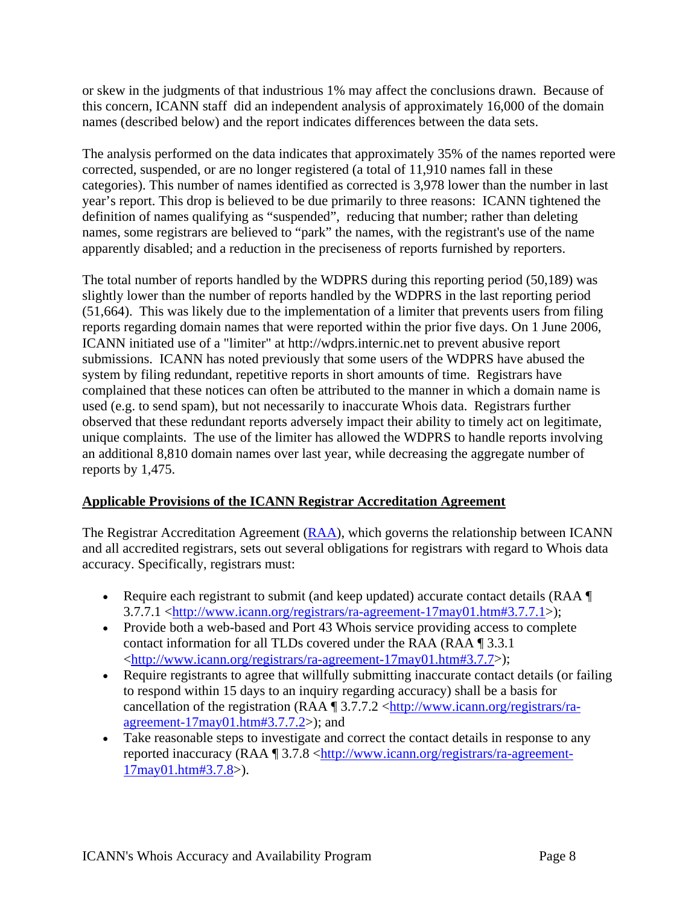or skew in the judgments of that industrious 1% may affect the conclusions drawn. Because of this concern, ICANN staff did an independent analysis of approximately 16,000 of the domain names (described below) and the report indicates differences between the data sets.

The analysis performed on the data indicates that approximately 35% of the names reported were corrected, suspended, or are no longer registered (a total of 11,910 names fall in these categories). This number of names identified as corrected is 3,978 lower than the number in last year's report. This drop is believed to be due primarily to three reasons: ICANN tightened the definition of names qualifying as "suspended", reducing that number; rather than deleting names, some registrars are believed to "park" the names, with the registrant's use of the name apparently disabled; and a reduction in the preciseness of reports furnished by reporters.

The total number of reports handled by the WDPRS during this reporting period (50,189) was slightly lower than the number of reports handled by the WDPRS in the last reporting period (51,664). This was likely due to the implementation of a limiter that prevents users from filing reports regarding domain names that were reported within the prior five days. On 1 June 2006, ICANN initiated use of a "limiter" at http://wdprs.internic.net to prevent abusive report submissions. ICANN has noted previously that some users of the WDPRS have abused the system by filing redundant, repetitive reports in short amounts of time. Registrars have complained that these notices can often be attributed to the manner in which a domain name is used (e.g. to send spam), but not necessarily to inaccurate Whois data. Registrars further observed that these redundant reports adversely impact their ability to timely act on legitimate, unique complaints. The use of the limiter has allowed the WDPRS to handle reports involving an additional 8,810 domain names over last year, while decreasing the aggregate number of reports by 1,475.

## Applicable Provisions of the ICANN Registrar Accreditation Agreement

The Registrar Accreditation Agreement (RAA), which governs the relationship between ICANN and all accredited registrars, sets out several obligations for registrars with regard to Whois data accuracy. Specifically, registrars must:

- Require each registrant to submit (and keep updated) accurate contact details (RAA ¶ 3.7.7.1 <http://www.icann.org/registrars/ra-agreement-17may01.htm#3.7.7.1>);
- Provide both a web-based and Port 43 Whois service providing access to complete contact information for all TLDs covered under the RAA (RAA ¶ 3.3.1 <http://www.icann.org/registrars/ra-agreement-17may01.htm#3.7.7>);
- Require registrants to agree that willfully submitting inaccurate contact details (or failing to respond within 15 days to an inquiry regarding accuracy) shall be a basis for cancellation of the registration (RAA ¶ 3.7.7.2 <http://www.icann.org/registrars/ra-agreement-17may01.htm#3.7.7.2>); and
- Take reasonable steps to investigate and correct the contact details in response to any reported inaccuracy (RAA ¶ 3.7.8 <http://www.icann.org/registrars/ra-agreement-17may01.htm#3.7.8>).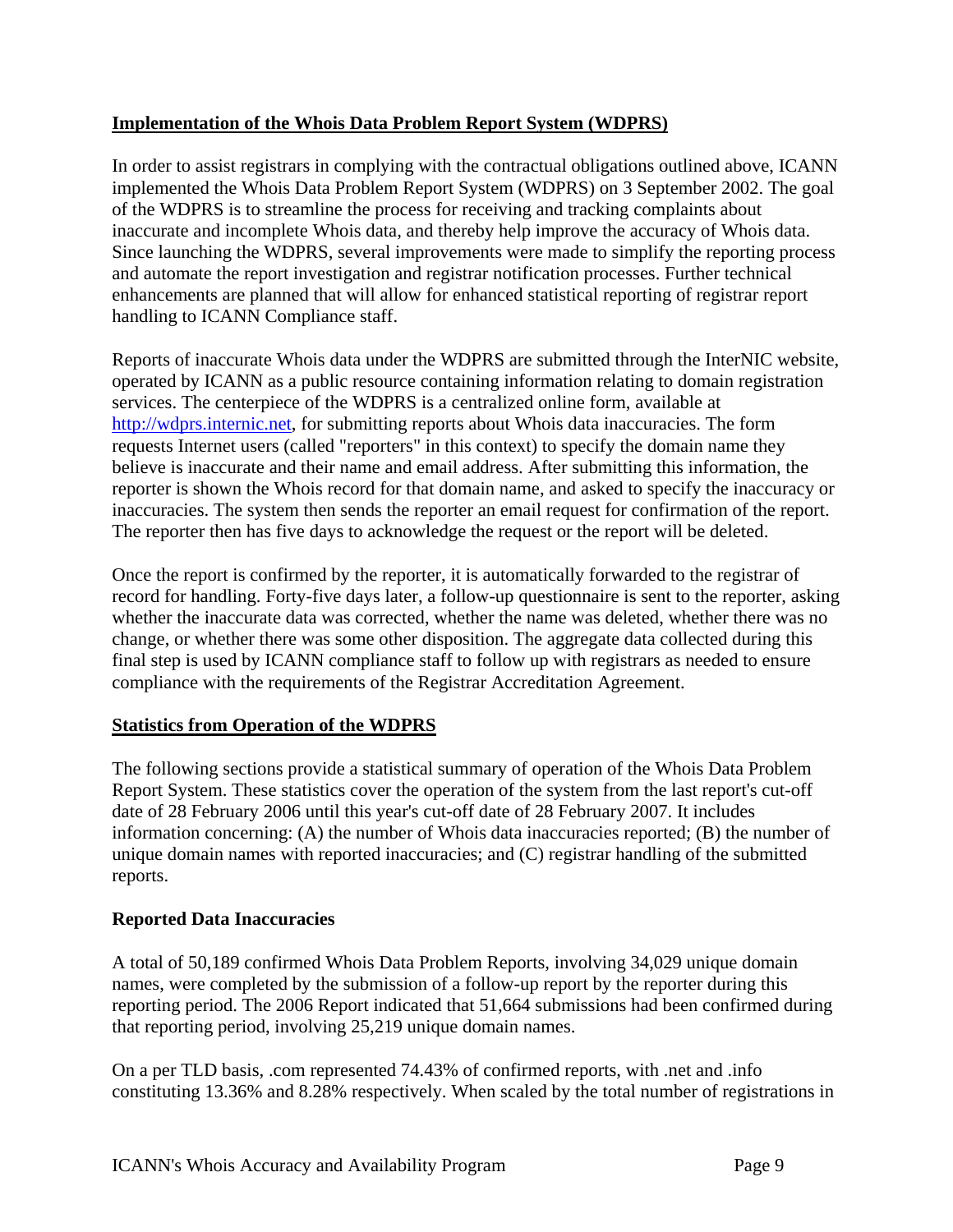## Implementation of the Whois Data Problem Report System (WDPRS)

In order to assist registrars in complying with the contractual obligations outlined above, ICANN implemented the Whois Data Problem Report System (WDPRS) on 3 September 2002. The goal of the WDPRS is to streamline the process for receiving and tracking complaints about inaccurate and incomplete Whois data, and thereby help improve the accuracy of Whois data. Since launching the WDPRS, several improvements were made to simplify the reporting process and automate the report investigation and registrar notification processes. Further technical enhancements are planned that will allow for enhanced statistical reporting of registrar report handling to ICANN Compliance staff.

Reports of inaccurate Whois data under the WDPRS are submitted through the InterNIC website, operated by ICANN as a public resource containing information relating to domain registration services. The centerpiece of the WDPRS is a centralized online form, available at [http://wdprs.internic.net](http://wdprs.internic.net), for submitting reports about Whois data inaccuracies. The form requests Internet users (called "reporters" in this context) to specify the domain name they believe is inaccurate and their name and email address. After submitting this information, the reporter is shown the Whois record for that domain name, and asked to specify the inaccuracy or inaccuracies. The system then sends the reporter an email request for confirmation of the report. The reporter then has five days to acknowledge the request or the report will be deleted.

Once the report is confirmed by the reporter, it is automatically forwarded to the registrar of record for handling. Forty-five days later, a follow-up questionnaire is sent to the reporter, asking whether the inaccurate data was corrected, whether the name was deleted, whether there was no change, or whether there was some other disposition. The aggregate data collected during this final step is used by ICANN compliance staff to follow up with registrars as needed to ensure compliance with the requirements of the Registrar Accreditation Agreement.

## Statistics from Operation of the WDPRS

The following sections provide a statistical summary of operation of the Whois Data Problem Report System. These statistics cover the operation of the system from the last report's cut-off date of 28 February 2006 until this year's cut-off date of 28 February 2007. It includes information concerning: (A) the number of Whois data inaccuracies reported; (B) the number of unique domain names with reported inaccuracies; and (C) registrar handling of the submitted reports.

### Reported Data Inaccuracies

A total of 50,189 confirmed Whois Data Problem Reports, involving 34,029 unique domain names, were completed by the submission of a follow-up report by the reporter during this reporting period. The 2006 Report indicated that 51,664 submissions had been confirmed during that reporting period, involving 25,219 unique domain names.

On a per TLD basis, .com represented 74.43% of confirmed reports, with .net and .info constituting 13.36% and 8.28% respectively. When scaled by the total number of registrations in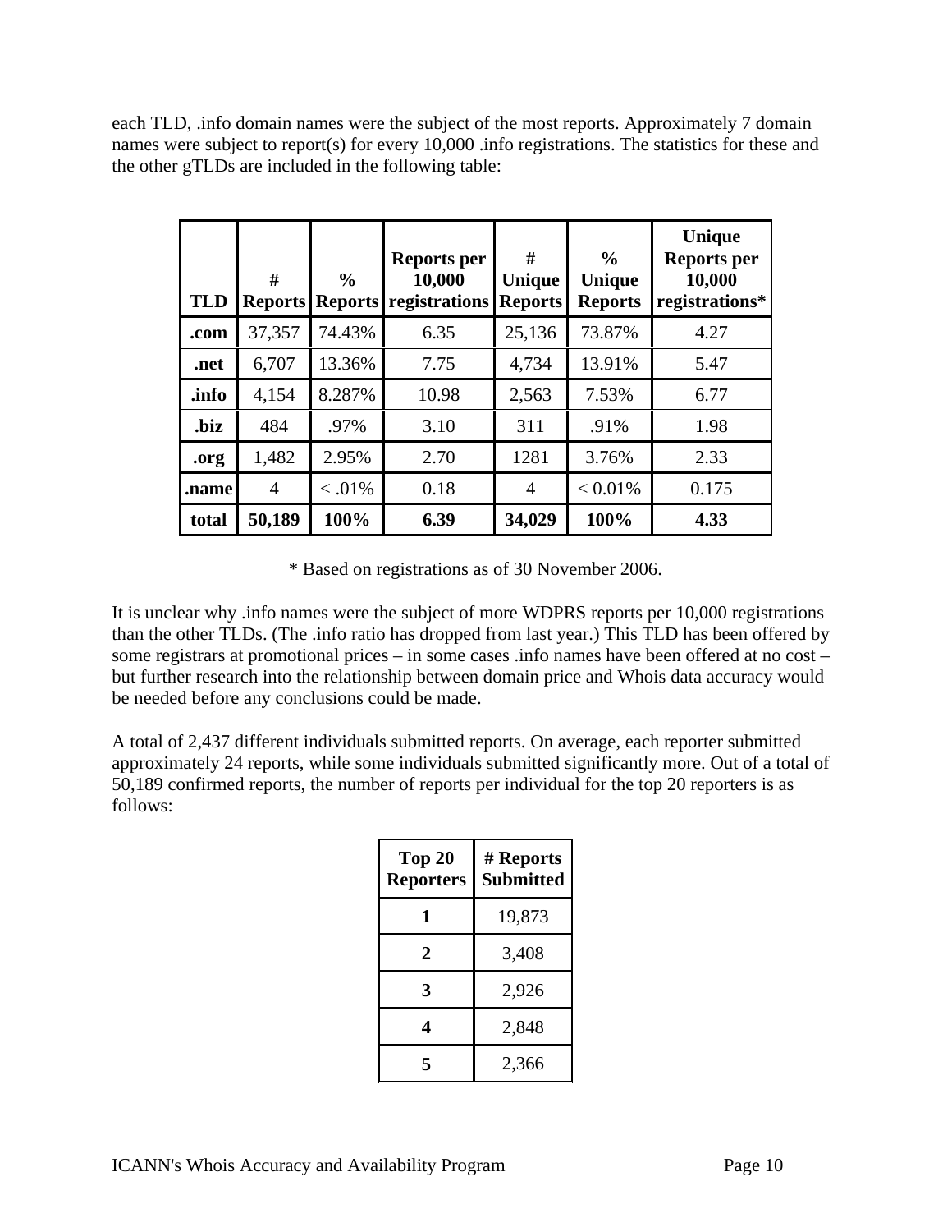each TLD, .info domain names were the subject of the most reports. Approximately 7 domain names were subject to report(s) for every 10,000 .info registrations. The statistics for these and the other gTLDs are included in the following table:

| TLD | # Reports | % Reports | Reports per 10,000 registrations | # Unique Reports | % Unique Reports | Unique Reports per 10,000 registrations* |
|---|---|---|---|---|---|---|
| **.com** | 37,357 | 74.43% | 6.35 | 25,136 | 73.87% | 4.27 |
| **.net** | 6,707 | 13.36% | 7.75 | 4,734 | 13.91% | 5.47 |
| **.info** | 4,154 | 8.287% | 10.98 | 2,563 | 7.53% | 6.77 |
| **.biz** | 484 | .97% | 3.10 | 311 | .91% | 1.98 |
| **.org** | 1,482 | 2.95% | 2.70 | 1281 | 3.76% | 2.33 |
| **.name** | 4 | < .01% | 0.18 | 4 | < 0.01% | 0.175 |
| **total** | **50,189** | **100%** | **6.39** | **34,029** | **100%** | **4.33** |

\* Based on registrations as of 30 November 2006.

It is unclear why .info names were the subject of more WDPRS reports per 10,000 registrations than the other TLDs. (The .info ratio has dropped from last year.) This TLD has been offered by some registrars at promotional prices – in some cases .info names have been offered at no cost – but further research into the relationship between domain price and Whois data accuracy would be needed before any conclusions could be made.

A total of 2,437 different individuals submitted reports. On average, each reporter submitted approximately 24 reports, while some individuals submitted significantly more. Out of a total of 50,189 confirmed reports, the number of reports per individual for the top 20 reporters is as follows:

| Top 20 Reporters | # Reports Submitted |
|---|---|
| **1** | 19,873 |
| **2** | 3,408 |
| **3** | 2,926 |
| **4** | 2,848 |
| **5** | 2,366 |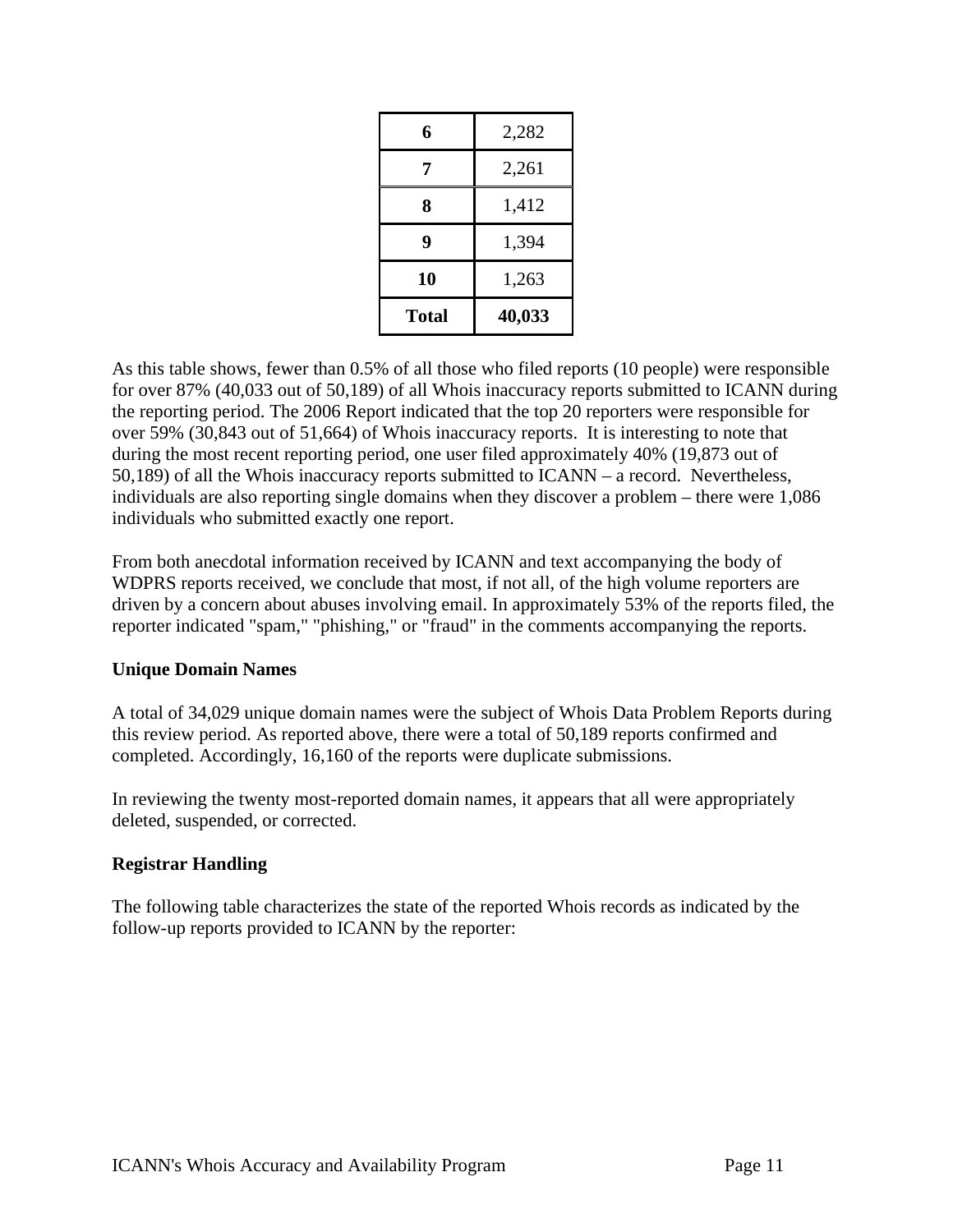| 6 | 2,282 |
|---|---|
| 7 | 2,261 |
| 8 | 1,412 |
| 9 | 1,394 |
| 10 | 1,263 |
| **Total** | **40,033** |

As this table shows, fewer than 0.5% of all those who filed reports (10 people) were responsible for over 87% (40,033 out of 50,189) of all Whois inaccuracy reports submitted to ICANN during the reporting period. The 2006 Report indicated that the top 20 reporters were responsible for over 59% (30,843 out of 51,664) of Whois inaccuracy reports. It is interesting to note that during the most recent reporting period, one user filed approximately 40% (19,873 out of 50,189) of all the Whois inaccuracy reports submitted to ICANN – a record. Nevertheless, individuals are also reporting single domains when they discover a problem – there were 1,086 individuals who submitted exactly one report.

From both anecdotal information received by ICANN and text accompanying the body of WDPRS reports received, we conclude that most, if not all, of the high volume reporters are driven by a concern about abuses involving email. In approximately 53% of the reports filed, the reporter indicated "spam," "phishing," or "fraud" in the comments accompanying the reports.

**Unique Domain Names**

A total of 34,029 unique domain names were the subject of Whois Data Problem Reports during this review period. As reported above, there were a total of 50,189 reports confirmed and completed. Accordingly, 16,160 of the reports were duplicate submissions.

In reviewing the twenty most-reported domain names, it appears that all were appropriately deleted, suspended, or corrected.

**Registrar Handling**

The following table characterizes the state of the reported Whois records as indicated by the follow-up reports provided to ICANN by the reporter: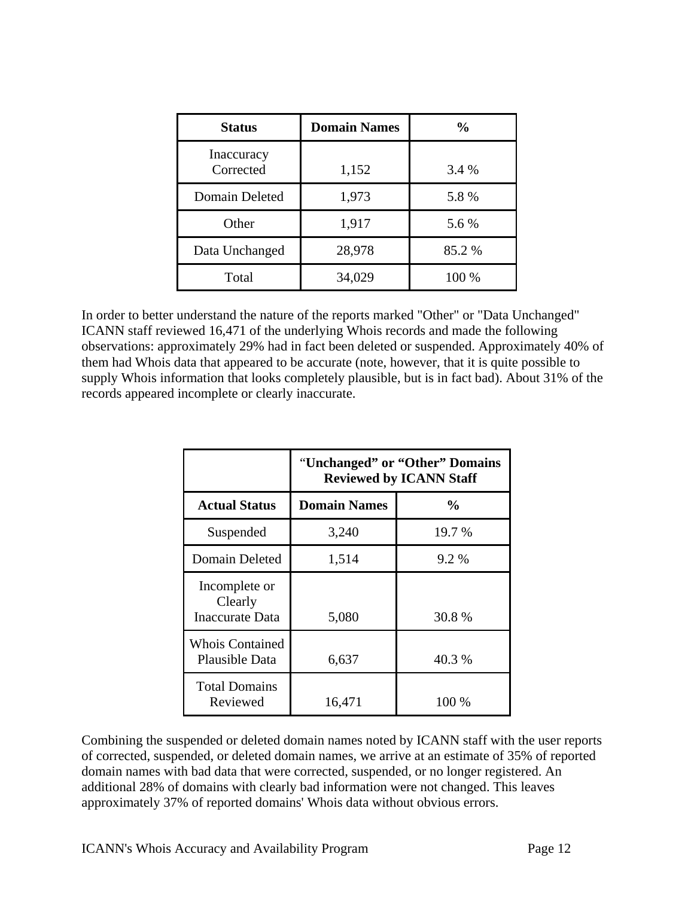| Status | Domain Names | % |
|---|---|---|
| Inaccuracy Corrected | 1,152 | 3.4 % |
| Domain Deleted | 1,973 | 5.8 % |
| Other | 1,917 | 5.6 % |
| Data Unchanged | 28,978 | 85.2 % |
| Total | 34,029 | 100 % |

In order to better understand the nature of the reports marked "Other" or "Data Unchanged" ICANN staff reviewed 16,471 of the underlying Whois records and made the following observations: approximately 29% had in fact been deleted or suspended. Approximately 40% of them had Whois data that appeared to be accurate (note, however, that it is quite possible to supply Whois information that looks completely plausible, but is in fact bad). About 31% of the records appeared incomplete or clearly inaccurate.

| | **"Unchanged" or "Other" Domains Reviewed by ICANN Staff** | |
|---|---|---|
| **Actual Status** | **Domain Names** | **%** |
| Suspended | 3,240 | 19.7 % |
| Domain Deleted | 1,514 | 9.2 % |
| Incomplete or Clearly Inaccurate Data | 5,080 | 30.8 % |
| Whois Contained Plausible Data | 6,637 | 40.3 % |
| Total Domains Reviewed | 16,471 | 100 % |

Combining the suspended or deleted domain names noted by ICANN staff with the user reports of corrected, suspended, or deleted domain names, we arrive at an estimate of 35% of reported domain names with bad data that were corrected, suspended, or no longer registered. An additional 28% of domains with clearly bad information were not changed. This leaves approximately 37% of reported domains' Whois data without obvious errors.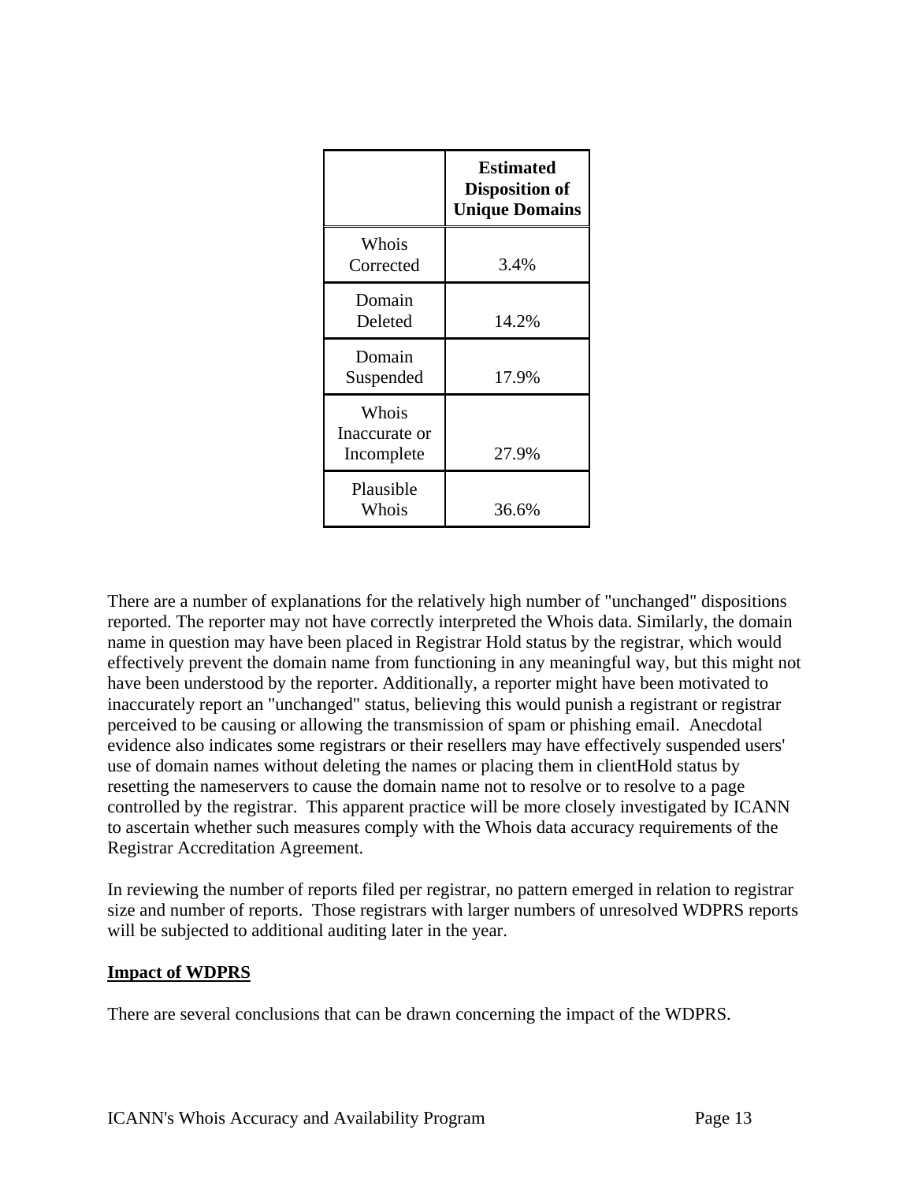| | Estimated Disposition of Unique Domains |
|---|---|
| Whois Corrected | 3.4% |
| Domain Deleted | 14.2% |
| Domain Suspended | 17.9% |
| Whois Inaccurate or Incomplete | 27.9% |
| Plausible Whois | 36.6% |

There are a number of explanations for the relatively high number of "unchanged" dispositions reported. The reporter may not have correctly interpreted the Whois data. Similarly, the domain name in question may have been placed in Registrar Hold status by the registrar, which would effectively prevent the domain name from functioning in any meaningful way, but this might not have been understood by the reporter. Additionally, a reporter might have been motivated to inaccurately report an "unchanged" status, believing this would punish a registrant or registrar perceived to be causing or allowing the transmission of spam or phishing email. Anecdotal evidence also indicates some registrars or their resellers may have effectively suspended users' use of domain names without deleting the names or placing them in clientHold status by resetting the nameservers to cause the domain name not to resolve or to resolve to a page controlled by the registrar. This apparent practice will be more closely investigated by ICANN to ascertain whether such measures comply with the Whois data accuracy requirements of the Registrar Accreditation Agreement.

In reviewing the number of reports filed per registrar, no pattern emerged in relation to registrar size and number of reports. Those registrars with larger numbers of unresolved WDPRS reports will be subjected to additional auditing later in the year.

## Impact of WDPRS

There are several conclusions that can be drawn concerning the impact of the WDPRS.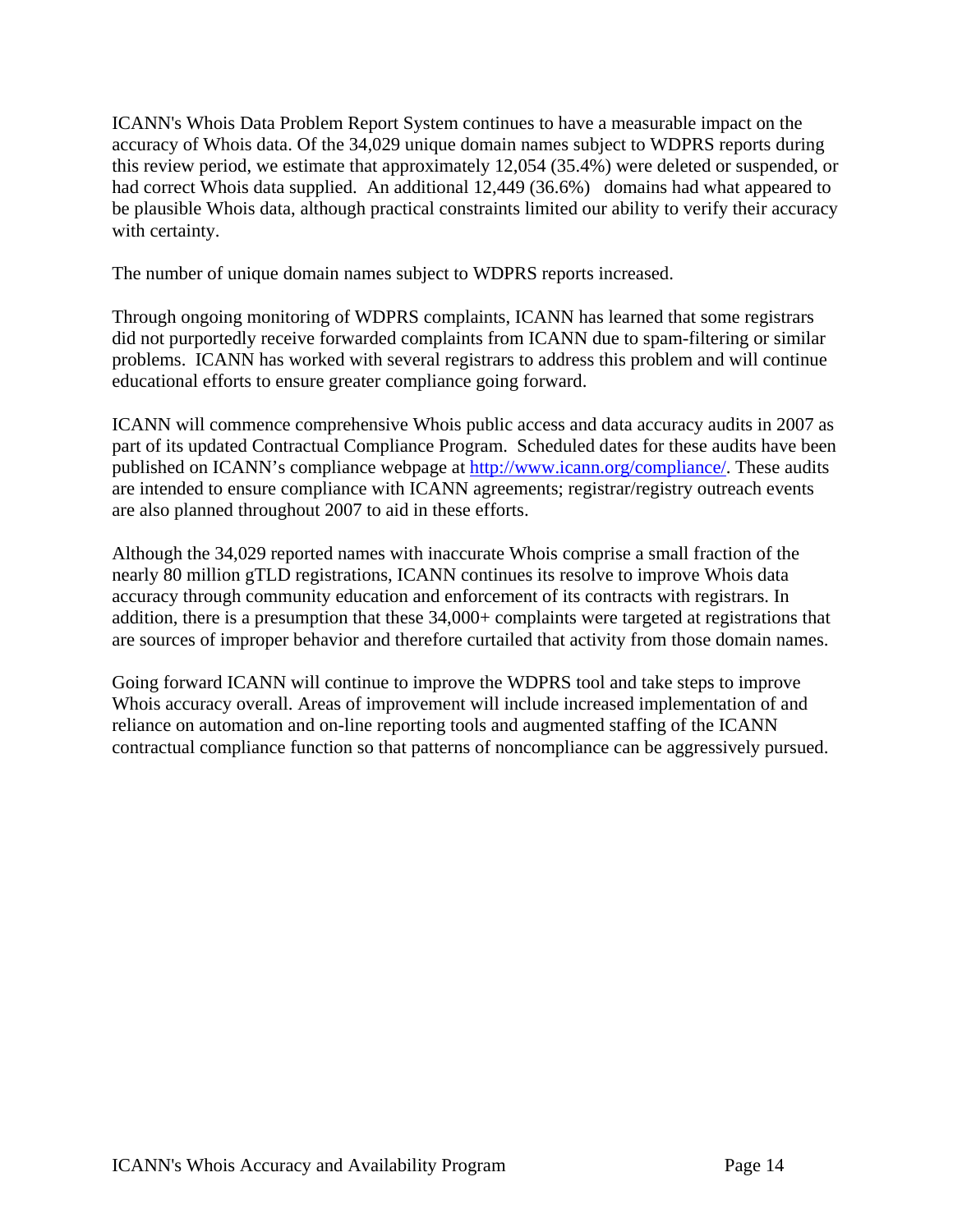ICANN's Whois Data Problem Report System continues to have a measurable impact on the accuracy of Whois data. Of the 34,029 unique domain names subject to WDPRS reports during this review period, we estimate that approximately 12,054 (35.4%) were deleted or suspended, or had correct Whois data supplied. An additional 12,449 (36.6%) domains had what appeared to be plausible Whois data, although practical constraints limited our ability to verify their accuracy with certainty.

The number of unique domain names subject to WDPRS reports increased.

Through ongoing monitoring of WDPRS complaints, ICANN has learned that some registrars did not purportedly receive forwarded complaints from ICANN due to spam-filtering or similar problems. ICANN has worked with several registrars to address this problem and will continue educational efforts to ensure greater compliance going forward.

ICANN will commence comprehensive Whois public access and data accuracy audits in 2007 as part of its updated Contractual Compliance Program. Scheduled dates for these audits have been published on ICANN's compliance webpage at http://www.icann.org/compliance/. These audits are intended to ensure compliance with ICANN agreements; registrar/registry outreach events are also planned throughout 2007 to aid in these efforts.

Although the 34,029 reported names with inaccurate Whois comprise a small fraction of the nearly 80 million gTLD registrations, ICANN continues its resolve to improve Whois data accuracy through community education and enforcement of its contracts with registrars. In addition, there is a presumption that these 34,000+ complaints were targeted at registrations that are sources of improper behavior and therefore curtailed that activity from those domain names.

Going forward ICANN will continue to improve the WDPRS tool and take steps to improve Whois accuracy overall. Areas of improvement will include increased implementation of and reliance on automation and on-line reporting tools and augmented staffing of the ICANN contractual compliance function so that patterns of noncompliance can be aggressively pursued.